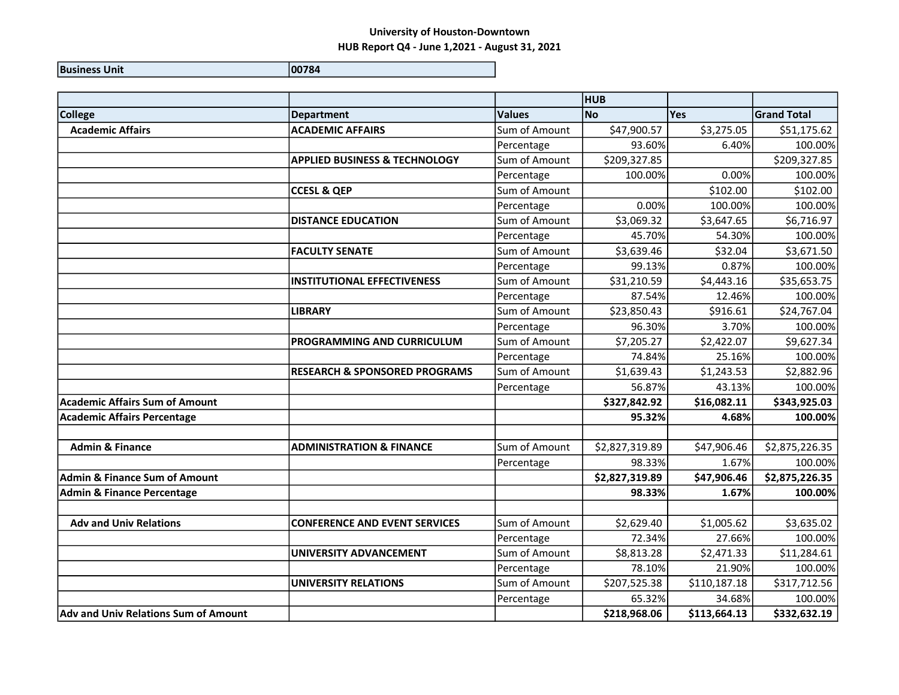# University of Houston-Downtown

## HUB Report Q4 - June 1,2021 - August 31, 2021

| Business Unit | 00784 |
|---|---|

| | | | HUB | | |
|---|---|---|---|---|---|
| **College** | **Department** | **Values** | **No** | **Yes** | **Grand Total** |
| **Academic Affairs** | **ACADEMIC AFFAIRS** | Sum of Amount | $47,900.57 | $3,275.05 | $51,175.62 |
| | | Percentage | 93.60% | 6.40% | 100.00% |
| | **APPLIED BUSINESS & TECHNOLOGY** | Sum of Amount | $209,327.85 | | $209,327.85 |
| | | Percentage | 100.00% | 0.00% | 100.00% |
| | **CCESL & QEP** | Sum of Amount | | $102.00 | $102.00 |
| | | Percentage | 0.00% | 100.00% | 100.00% |
| | **DISTANCE EDUCATION** | Sum of Amount | $3,069.32 | $3,647.65 | $6,716.97 |
| | | Percentage | 45.70% | 54.30% | 100.00% |
| | **FACULTY SENATE** | Sum of Amount | $3,639.46 | $32.04 | $3,671.50 |
| | | Percentage | 99.13% | 0.87% | 100.00% |
| | **INSTITUTIONAL EFFECTIVENESS** | Sum of Amount | $31,210.59 | $4,443.16 | $35,653.75 |
| | | Percentage | 87.54% | 12.46% | 100.00% |
| | **LIBRARY** | Sum of Amount | $23,850.43 | $916.61 | $24,767.04 |
| | | Percentage | 96.30% | 3.70% | 100.00% |
| | **PROGRAMMING AND CURRICULUM** | Sum of Amount | $7,205.27 | $2,422.07 | $9,627.34 |
| | | Percentage | 74.84% | 25.16% | 100.00% |
| | **RESEARCH & SPONSORED PROGRAMS** | Sum of Amount | $1,639.43 | $1,243.53 | $2,882.96 |
| | | Percentage | 56.87% | 43.13% | 100.00% |
| **Academic Affairs Sum of Amount** | | | **$327,842.92** | **$16,082.11** | **$343,925.03** |
| **Academic Affairs Percentage** | | | **95.32%** | **4.68%** | **100.00%** |
| | | | | | |
| **Admin & Finance** | **ADMINISTRATION & FINANCE** | Sum of Amount | $2,827,319.89 | $47,906.46 | $2,875,226.35 |
| | | Percentage | 98.33% | 1.67% | 100.00% |
| **Admin & Finance Sum of Amount** | | | **$2,827,319.89** | **$47,906.46** | **$2,875,226.35** |
| **Admin & Finance Percentage** | | | **98.33%** | **1.67%** | **100.00%** |
| | | | | | |
| **Adv and Univ Relations** | **CONFERENCE AND EVENT SERVICES** | Sum of Amount | $2,629.40 | $1,005.62 | $3,635.02 |
| | | Percentage | 72.34% | 27.66% | 100.00% |
| | **UNIVERSITY ADVANCEMENT** | Sum of Amount | $8,813.28 | $2,471.33 | $11,284.61 |
| | | Percentage | 78.10% | 21.90% | 100.00% |
| | **UNIVERSITY RELATIONS** | Sum of Amount | $207,525.38 | $110,187.18 | $317,712.56 |
| | | Percentage | 65.32% | 34.68% | 100.00% |
| **Adv and Univ Relations Sum of Amount** | | | **$218,968.06** | **$113,664.13** | **$332,632.19** |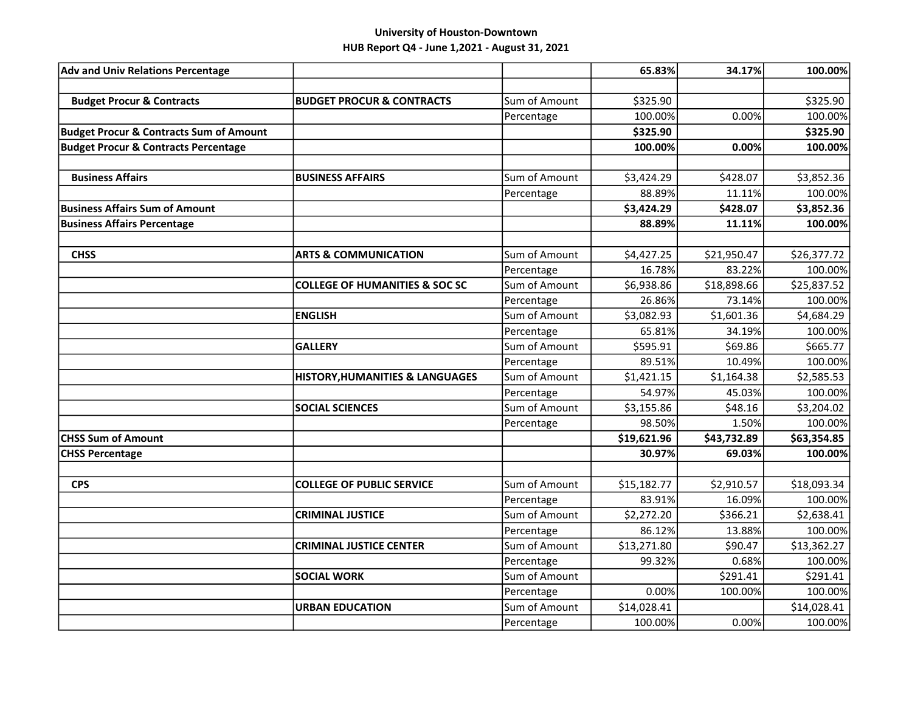**University of Houston-Downtown**
**HUB Report Q4 - June 1,2021 - August 31, 2021**

| | | | | | |
|---|---|---|---|---|---|
| **Adv and Univ Relations Percentage** | | | **65.83%** | **34.17%** | **100.00%** |
| | | | | | |
| **Budget Procur & Contracts** | **BUDGET PROCUR & CONTRACTS** | Sum of Amount | $325.90 | | $325.90 |
| | | Percentage | 100.00% | 0.00% | 100.00% |
| **Budget Procur & Contracts Sum of Amount** | | | **$325.90** | | **$325.90** |
| **Budget Procur & Contracts Percentage** | | | **100.00%** | **0.00%** | **100.00%** |
| | | | | | |
| **Business Affairs** | **BUSINESS AFFAIRS** | Sum of Amount | $3,424.29 | $428.07 | $3,852.36 |
| | | Percentage | 88.89% | 11.11% | 100.00% |
| **Business Affairs Sum of Amount** | | | **$3,424.29** | **$428.07** | **$3,852.36** |
| **Business Affairs Percentage** | | | **88.89%** | **11.11%** | **100.00%** |
| | | | | | |
| **CHSS** | **ARTS & COMMUNICATION** | Sum of Amount | $4,427.25 | $21,950.47 | $26,377.72 |
| | | Percentage | 16.78% | 83.22% | 100.00% |
| | **COLLEGE OF HUMANITIES & SOC SC** | Sum of Amount | $6,938.86 | $18,898.66 | $25,837.52 |
| | | Percentage | 26.86% | 73.14% | 100.00% |
| | **ENGLISH** | Sum of Amount | $3,082.93 | $1,601.36 | $4,684.29 |
| | | Percentage | 65.81% | 34.19% | 100.00% |
| | **GALLERY** | Sum of Amount | $595.91 | $69.86 | $665.77 |
| | | Percentage | 89.51% | 10.49% | 100.00% |
| | **HISTORY,HUMANITIES & LANGUAGES** | Sum of Amount | $1,421.15 | $1,164.38 | $2,585.53 |
| | | Percentage | 54.97% | 45.03% | 100.00% |
| | **SOCIAL SCIENCES** | Sum of Amount | $3,155.86 | $48.16 | $3,204.02 |
| | | Percentage | 98.50% | 1.50% | 100.00% |
| **CHSS Sum of Amount** | | | **$19,621.96** | **$43,732.89** | **$63,354.85** |
| **CHSS Percentage** | | | **30.97%** | **69.03%** | **100.00%** |
| | | | | | |
| **CPS** | **COLLEGE OF PUBLIC SERVICE** | Sum of Amount | $15,182.77 | $2,910.57 | $18,093.34 |
| | | Percentage | 83.91% | 16.09% | 100.00% |
| | **CRIMINAL JUSTICE** | Sum of Amount | $2,272.20 | $366.21 | $2,638.41 |
| | | Percentage | 86.12% | 13.88% | 100.00% |
| | **CRIMINAL JUSTICE CENTER** | Sum of Amount | $13,271.80 | $90.47 | $13,362.27 |
| | | Percentage | 99.32% | 0.68% | 100.00% |
| | **SOCIAL WORK** | Sum of Amount | | $291.41 | $291.41 |
| | | Percentage | 0.00% | 100.00% | 100.00% |
| | **URBAN EDUCATION** | Sum of Amount | $14,028.41 | | $14,028.41 |
| | | Percentage | 100.00% | 0.00% | 100.00% |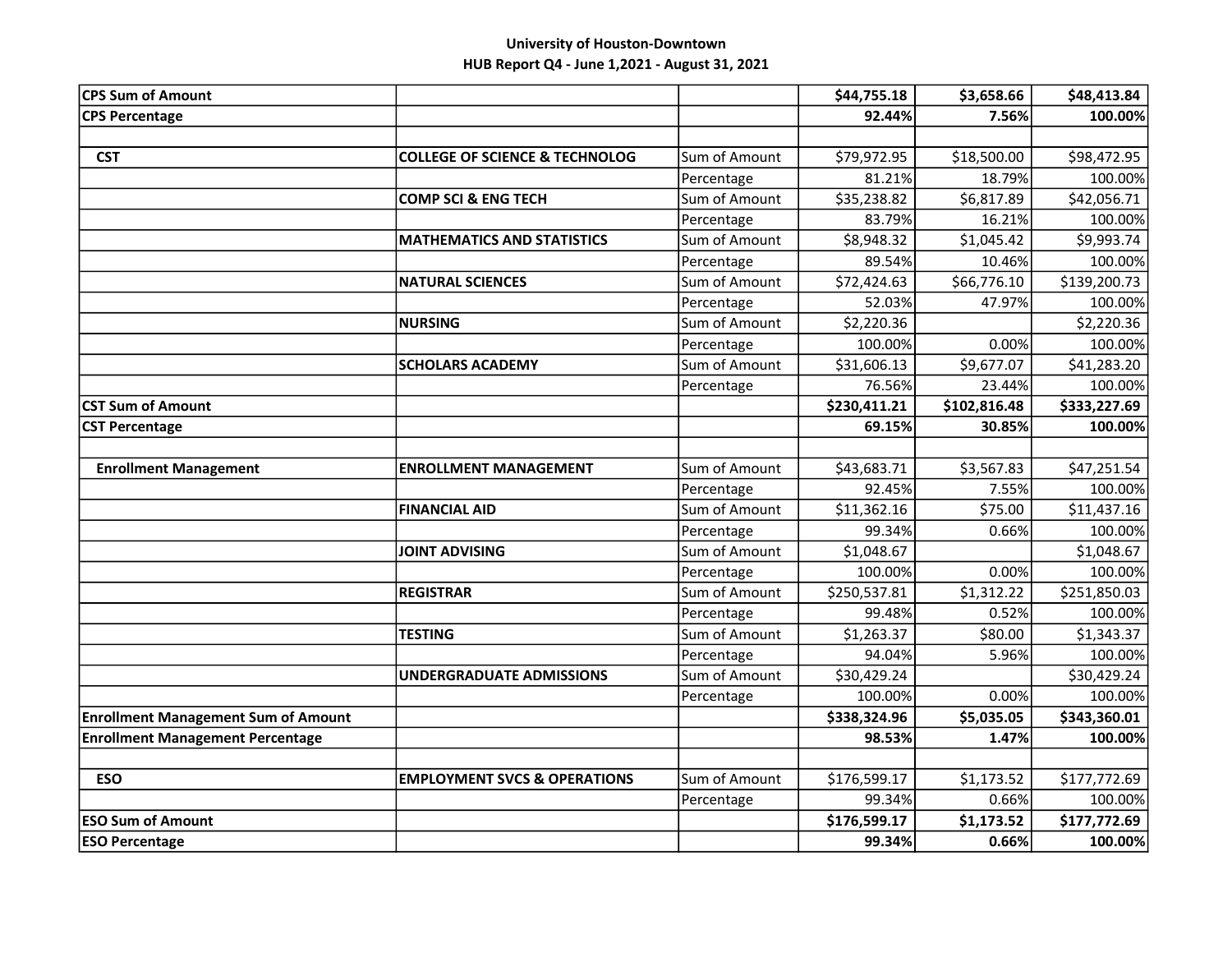University of Houston-Downtown
HUB Report Q4 - June 1,2021 - August 31, 2021

| | | | | | |
|---|---|---|---|---|---|
| **CPS Sum of Amount** | | | **$44,755.18** | **$3,658.66** | **$48,413.84** |
| **CPS Percentage** | | | **92.44%** | **7.56%** | **100.00%** |
| | | | | | |
| **CST** | **COLLEGE OF SCIENCE & TECHNOLOG** | Sum of Amount | $79,972.95 | $18,500.00 | $98,472.95 |
| | | Percentage | 81.21% | 18.79% | 100.00% |
| | **COMP SCI & ENG TECH** | Sum of Amount | $35,238.82 | $6,817.89 | $42,056.71 |
| | | Percentage | 83.79% | 16.21% | 100.00% |
| | **MATHEMATICS AND STATISTICS** | Sum of Amount | $8,948.32 | $1,045.42 | $9,993.74 |
| | | Percentage | 89.54% | 10.46% | 100.00% |
| | **NATURAL SCIENCES** | Sum of Amount | $72,424.63 | $66,776.10 | $139,200.73 |
| | | Percentage | 52.03% | 47.97% | 100.00% |
| | **NURSING** | Sum of Amount | $2,220.36 | | $2,220.36 |
| | | Percentage | 100.00% | 0.00% | 100.00% |
| | **SCHOLARS ACADEMY** | Sum of Amount | $31,606.13 | $9,677.07 | $41,283.20 |
| | | Percentage | 76.56% | 23.44% | 100.00% |
| **CST Sum of Amount** | | | **$230,411.21** | **$102,816.48** | **$333,227.69** |
| **CST Percentage** | | | **69.15%** | **30.85%** | **100.00%** |
| | | | | | |
| **Enrollment Management** | **ENROLLMENT MANAGEMENT** | Sum of Amount | $43,683.71 | $3,567.83 | $47,251.54 |
| | | Percentage | 92.45% | 7.55% | 100.00% |
| | **FINANCIAL AID** | Sum of Amount | $11,362.16 | $75.00 | $11,437.16 |
| | | Percentage | 99.34% | 0.66% | 100.00% |
| | **JOINT ADVISING** | Sum of Amount | $1,048.67 | | $1,048.67 |
| | | Percentage | 100.00% | 0.00% | 100.00% |
| | **REGISTRAR** | Sum of Amount | $250,537.81 | $1,312.22 | $251,850.03 |
| | | Percentage | 99.48% | 0.52% | 100.00% |
| | **TESTING** | Sum of Amount | $1,263.37 | $80.00 | $1,343.37 |
| | | Percentage | 94.04% | 5.96% | 100.00% |
| | **UNDERGRADUATE ADMISSIONS** | Sum of Amount | $30,429.24 | | $30,429.24 |
| | | Percentage | 100.00% | 0.00% | 100.00% |
| **Enrollment Management Sum of Amount** | | | **$338,324.96** | **$5,035.05** | **$343,360.01** |
| **Enrollment Management Percentage** | | | **98.53%** | **1.47%** | **100.00%** |
| | | | | | |
| **ESO** | **EMPLOYMENT SVCS & OPERATIONS** | Sum of Amount | $176,599.17 | $1,173.52 | $177,772.69 |
| | | Percentage | 99.34% | 0.66% | 100.00% |
| **ESO Sum of Amount** | | | **$176,599.17** | **$1,173.52** | **$177,772.69** |
| **ESO Percentage** | | | **99.34%** | **0.66%** | **100.00%** |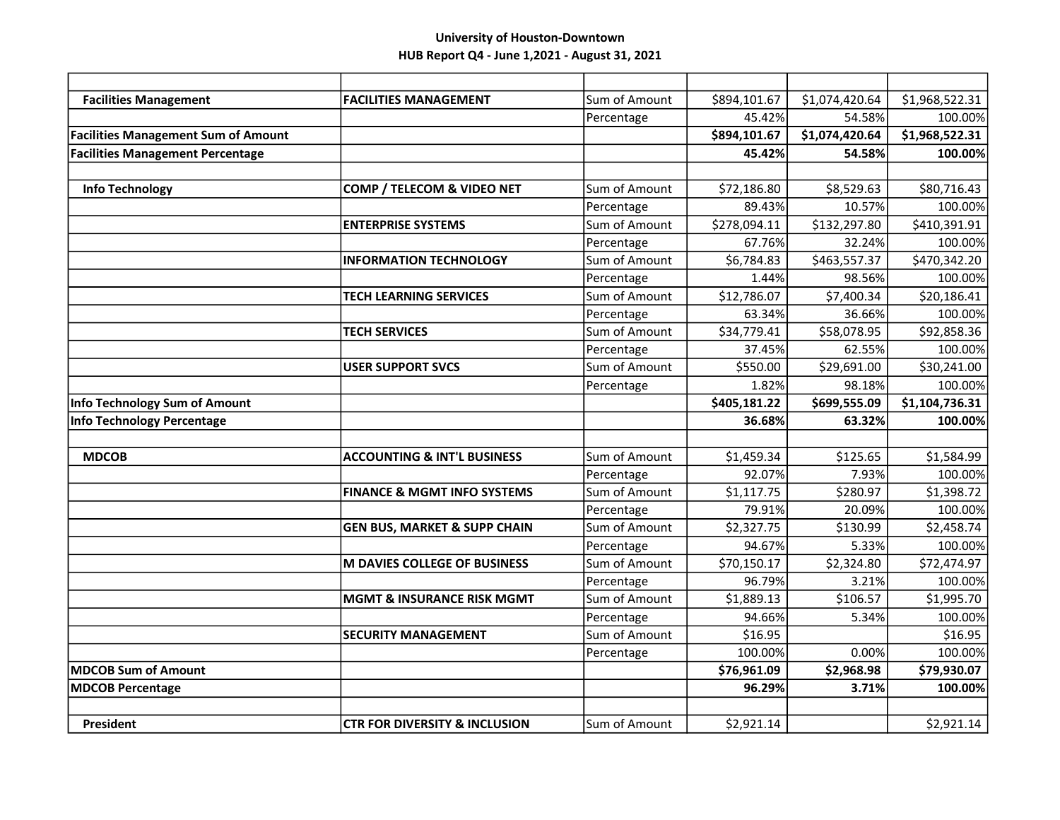University of Houston-Downtown
HUB Report Q4 - June 1,2021 - August 31, 2021

| | | | | | |
|---|---|---|---|---|---|
| **Facilities Management** | **FACILITIES MANAGEMENT** | Sum of Amount | $894,101.67 | $1,074,420.64 | $1,968,522.31 |
| | | Percentage | 45.42% | 54.58% | 100.00% |
| **Facilities Management Sum of Amount** | | | **$894,101.67** | **$1,074,420.64** | **$1,968,522.31** |
| **Facilities Management Percentage** | | | **45.42%** | **54.58%** | **100.00%** |
| | | | | | |
| **Info Technology** | **COMP / TELECOM & VIDEO NET** | Sum of Amount | $72,186.80 | $8,529.63 | $80,716.43 |
| | | Percentage | 89.43% | 10.57% | 100.00% |
| | **ENTERPRISE SYSTEMS** | Sum of Amount | $278,094.11 | $132,297.80 | $410,391.91 |
| | | Percentage | 67.76% | 32.24% | 100.00% |
| | **INFORMATION TECHNOLOGY** | Sum of Amount | $6,784.83 | $463,557.37 | $470,342.20 |
| | | Percentage | 1.44% | 98.56% | 100.00% |
| | **TECH LEARNING SERVICES** | Sum of Amount | $12,786.07 | $7,400.34 | $20,186.41 |
| | | Percentage | 63.34% | 36.66% | 100.00% |
| | **TECH SERVICES** | Sum of Amount | $34,779.41 | $58,078.95 | $92,858.36 |
| | | Percentage | 37.45% | 62.55% | 100.00% |
| | **USER SUPPORT SVCS** | Sum of Amount | $550.00 | $29,691.00 | $30,241.00 |
| | | Percentage | 1.82% | 98.18% | 100.00% |
| **Info Technology Sum of Amount** | | | **$405,181.22** | **$699,555.09** | **$1,104,736.31** |
| **Info Technology Percentage** | | | **36.68%** | **63.32%** | **100.00%** |
| | | | | | |
| **MDCOB** | **ACCOUNTING & INT'L BUSINESS** | Sum of Amount | $1,459.34 | $125.65 | $1,584.99 |
| | | Percentage | 92.07% | 7.93% | 100.00% |
| | **FINANCE & MGMT INFO SYSTEMS** | Sum of Amount | $1,117.75 | $280.97 | $1,398.72 |
| | | Percentage | 79.91% | 20.09% | 100.00% |
| | **GEN BUS, MARKET & SUPP CHAIN** | Sum of Amount | $2,327.75 | $130.99 | $2,458.74 |
| | | Percentage | 94.67% | 5.33% | 100.00% |
| | **M DAVIES COLLEGE OF BUSINESS** | Sum of Amount | $70,150.17 | $2,324.80 | $72,474.97 |
| | | Percentage | 96.79% | 3.21% | 100.00% |
| | **MGMT & INSURANCE RISK MGMT** | Sum of Amount | $1,889.13 | $106.57 | $1,995.70 |
| | | Percentage | 94.66% | 5.34% | 100.00% |
| | **SECURITY MANAGEMENT** | Sum of Amount | $16.95 | | $16.95 |
| | | Percentage | 100.00% | 0.00% | 100.00% |
| **MDCOB Sum of Amount** | | | **$76,961.09** | **$2,968.98** | **$79,930.07** |
| **MDCOB Percentage** | | | **96.29%** | **3.71%** | **100.00%** |
| | | | | | |
| **President** | **CTR FOR DIVERSITY & INCLUSION** | Sum of Amount | $2,921.14 | | $2,921.14 |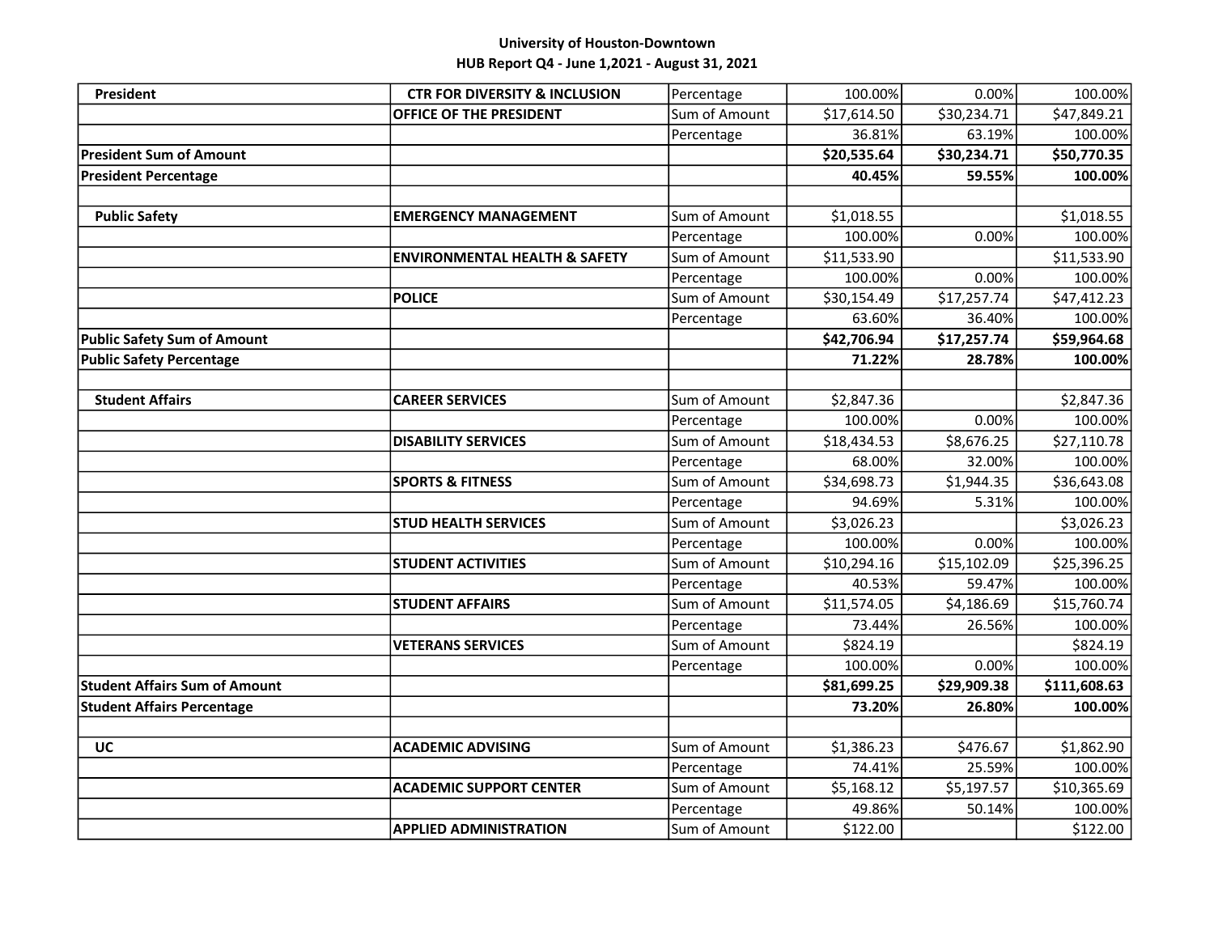**University of Houston-Downtown**
**HUB Report Q4 - June 1,2021 - August 31, 2021**

| | | | | | |
|---|---|---|---|---|---|
| **President** | **CTR FOR DIVERSITY & INCLUSION** | Percentage | 100.00% | 0.00% | 100.00% |
| | **OFFICE OF THE PRESIDENT** | Sum of Amount | $17,614.50 | $30,234.71 | $47,849.21 |
| | | Percentage | 36.81% | 63.19% | 100.00% |
| **President Sum of Amount** | | | **$20,535.64** | **$30,234.71** | **$50,770.35** |
| **President Percentage** | | | **40.45%** | **59.55%** | **100.00%** |
| | | | | | |
| **Public Safety** | **EMERGENCY MANAGEMENT** | Sum of Amount | $1,018.55 | | $1,018.55 |
| | | Percentage | 100.00% | 0.00% | 100.00% |
| | **ENVIRONMENTAL HEALTH & SAFETY** | Sum of Amount | $11,533.90 | | $11,533.90 |
| | | Percentage | 100.00% | 0.00% | 100.00% |
| | **POLICE** | Sum of Amount | $30,154.49 | $17,257.74 | $47,412.23 |
| | | Percentage | 63.60% | 36.40% | 100.00% |
| **Public Safety Sum of Amount** | | | **$42,706.94** | **$17,257.74** | **$59,964.68** |
| **Public Safety Percentage** | | | **71.22%** | **28.78%** | **100.00%** |
| | | | | | |
| **Student Affairs** | **CAREER SERVICES** | Sum of Amount | $2,847.36 | | $2,847.36 |
| | | Percentage | 100.00% | 0.00% | 100.00% |
| | **DISABILITY SERVICES** | Sum of Amount | $18,434.53 | $8,676.25 | $27,110.78 |
| | | Percentage | 68.00% | 32.00% | 100.00% |
| | **SPORTS & FITNESS** | Sum of Amount | $34,698.73 | $1,944.35 | $36,643.08 |
| | | Percentage | 94.69% | 5.31% | 100.00% |
| | **STUD HEALTH SERVICES** | Sum of Amount | $3,026.23 | | $3,026.23 |
| | | Percentage | 100.00% | 0.00% | 100.00% |
| | **STUDENT ACTIVITIES** | Sum of Amount | $10,294.16 | $15,102.09 | $25,396.25 |
| | | Percentage | 40.53% | 59.47% | 100.00% |
| | **STUDENT AFFAIRS** | Sum of Amount | $11,574.05 | $4,186.69 | $15,760.74 |
| | | Percentage | 73.44% | 26.56% | 100.00% |
| | **VETERANS SERVICES** | Sum of Amount | $824.19 | | $824.19 |
| | | Percentage | 100.00% | 0.00% | 100.00% |
| **Student Affairs Sum of Amount** | | | **$81,699.25** | **$29,909.38** | **$111,608.63** |
| **Student Affairs Percentage** | | | **73.20%** | **26.80%** | **100.00%** |
| | | | | | |
| **UC** | **ACADEMIC ADVISING** | Sum of Amount | $1,386.23 | $476.67 | $1,862.90 |
| | | Percentage | 74.41% | 25.59% | 100.00% |
| | **ACADEMIC SUPPORT CENTER** | Sum of Amount | $5,168.12 | $5,197.57 | $10,365.69 |
| | | Percentage | 49.86% | 50.14% | 100.00% |
| | **APPLIED ADMINISTRATION** | Sum of Amount | $122.00 | | $122.00 |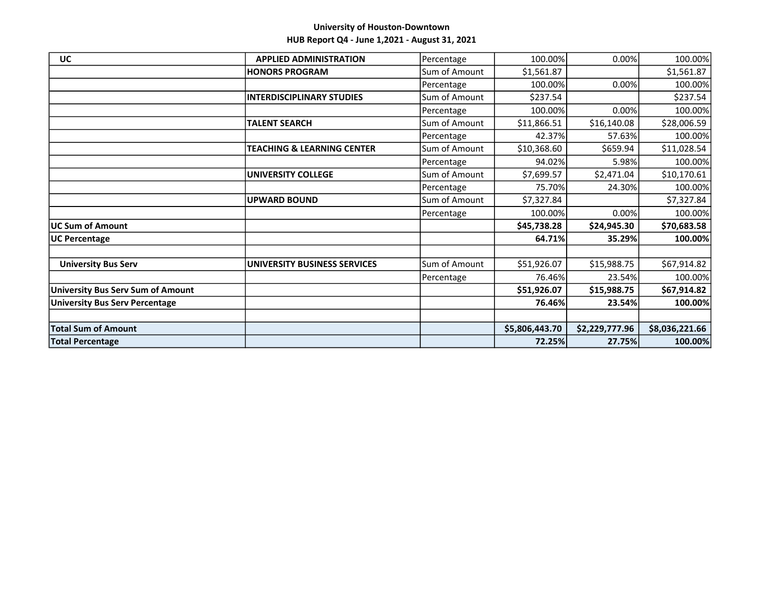University of Houston-Downtown
HUB Report Q4 - June 1,2021 - August 31, 2021

| | | | | | |
|---|---|---|---|---|---|
| UC | APPLIED ADMINISTRATION | Percentage | 100.00% | 0.00% | 100.00% |
| | HONORS PROGRAM | Sum of Amount | $1,561.87 | | $1,561.87 |
| | | Percentage | 100.00% | 0.00% | 100.00% |
| | INTERDISCIPLINARY STUDIES | Sum of Amount | $237.54 | | $237.54 |
| | | Percentage | 100.00% | 0.00% | 100.00% |
| | TALENT SEARCH | Sum of Amount | $11,866.51 | $16,140.08 | $28,006.59 |
| | | Percentage | 42.37% | 57.63% | 100.00% |
| | TEACHING & LEARNING CENTER | Sum of Amount | $10,368.60 | $659.94 | $11,028.54 |
| | | Percentage | 94.02% | 5.98% | 100.00% |
| | UNIVERSITY COLLEGE | Sum of Amount | $7,699.57 | $2,471.04 | $10,170.61 |
| | | Percentage | 75.70% | 24.30% | 100.00% |
| | UPWARD BOUND | Sum of Amount | $7,327.84 | | $7,327.84 |
| | | Percentage | 100.00% | 0.00% | 100.00% |
| **UC Sum of Amount** | | | **$45,738.28** | **$24,945.30** | **$70,683.58** |
| **UC Percentage** | | | **64.71%** | **35.29%** | **100.00%** |
| | | | | | |
| University Bus Serv | UNIVERSITY BUSINESS SERVICES | Sum of Amount | $51,926.07 | $15,988.75 | $67,914.82 |
| | | Percentage | 76.46% | 23.54% | 100.00% |
| **University Bus Serv Sum of Amount** | | | **$51,926.07** | **$15,988.75** | **$67,914.82** |
| **University Bus Serv Percentage** | | | **76.46%** | **23.54%** | **100.00%** |
| | | | | | |
| **Total Sum of Amount** | | | **$5,806,443.70** | **$2,229,777.96** | **$8,036,221.66** |
| **Total Percentage** | | | **72.25%** | **27.75%** | **100.00%** |